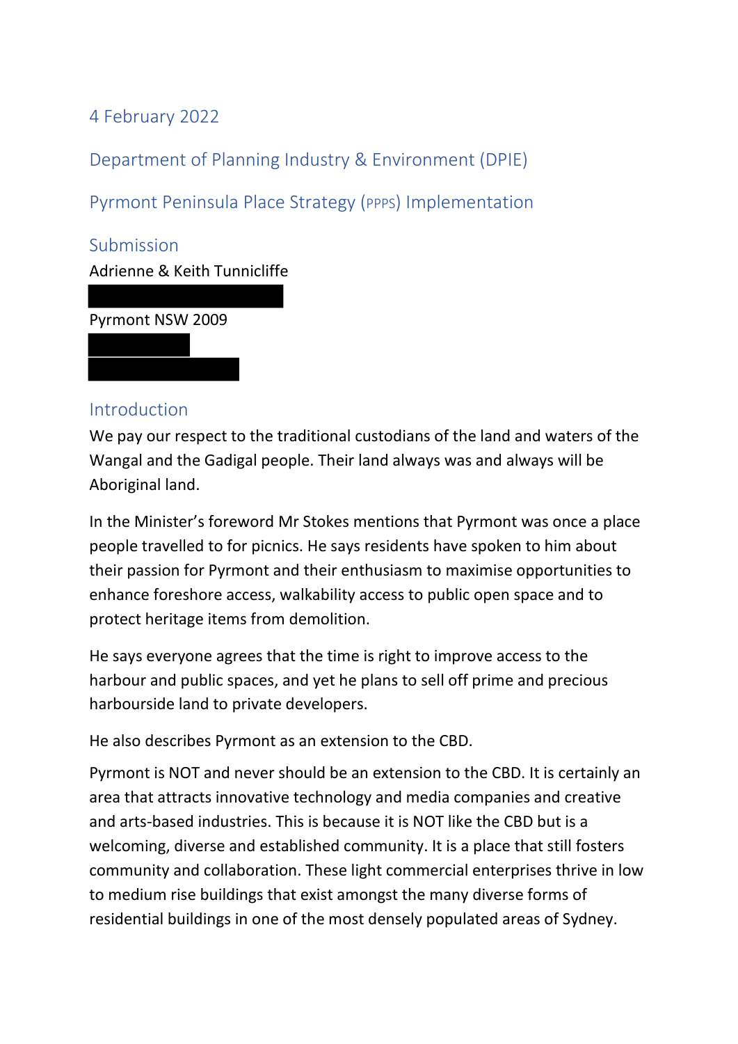# 4 February 2022

## Department of Planning Industry & Environment (DPIE)

## Pyrmont Peninsula Place Strategy (PPPS) Implementation

## Submission

Adrienne & Keith Tunnicliffe

Pyrmont NSW 2009

## Introduction

We pay our respect to the traditional custodians of the land and waters of the Wangal and the Gadigal people. Their land always was and always will be Aboriginal land.

In the Minister's foreword Mr Stokes mentions that Pyrmont was once a place people travelled to for picnics. He says residents have spoken to him about their passion for Pyrmont and their enthusiasm to maximise opportunities to enhance foreshore access, walkability access to public open space and to protect heritage items from demolition.

He says everyone agrees that the time is right to improve access to the harbour and public spaces, and yet he plans to sell off prime and precious harbourside land to private developers.

He also describes Pyrmont as an extension to the CBD.

Pyrmont is NOT and never should be an extension to the CBD. It is certainly an area that attracts innovative technology and media companies and creative and arts-based industries. This is because it is NOT like the CBD but is a welcoming, diverse and established community. It is a place that still fosters community and collaboration. These light commercial enterprises thrive in low to medium rise buildings that exist amongst the many diverse forms of residential buildings in one of the most densely populated areas of Sydney.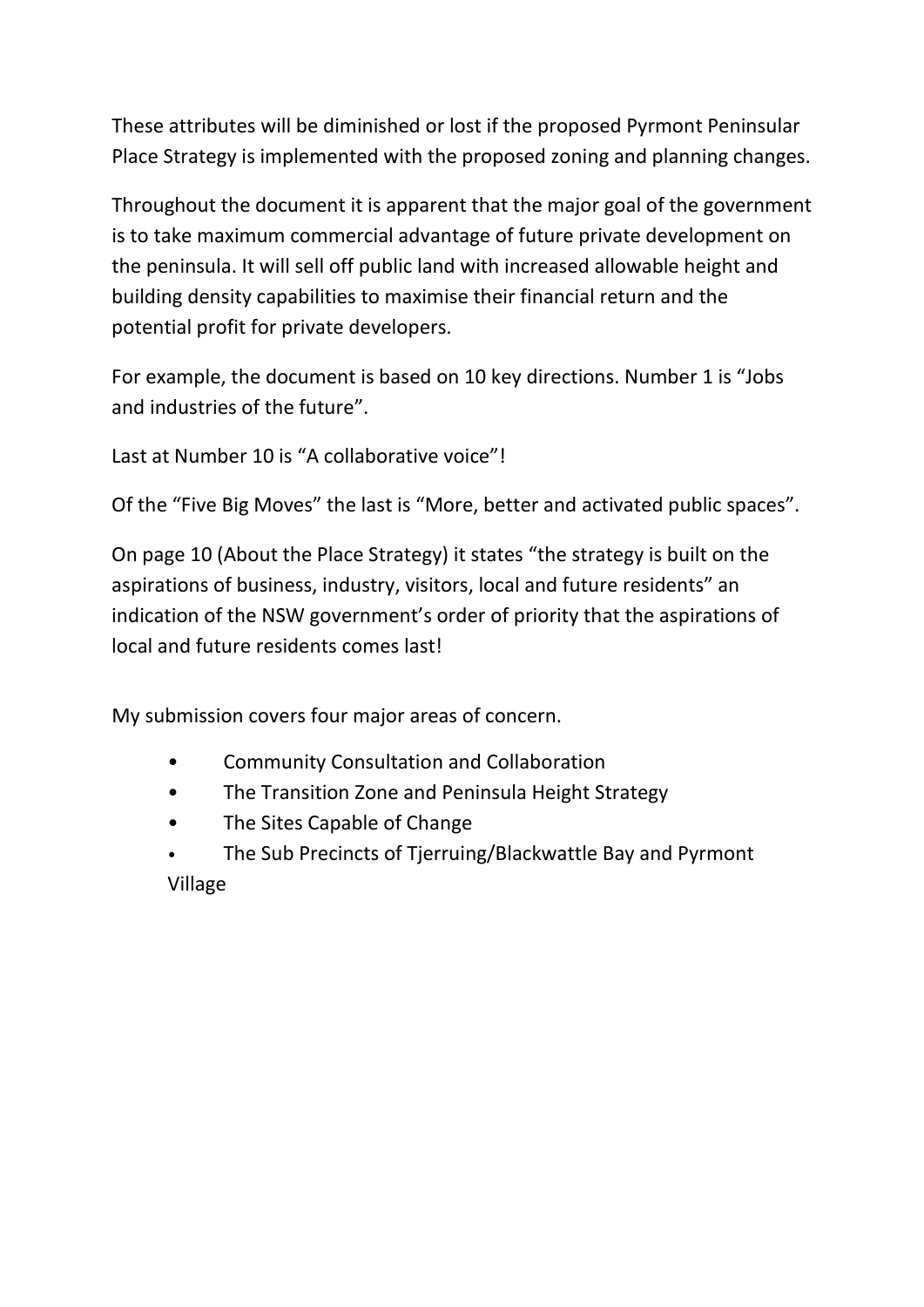These attributes will be diminished or lost if the proposed Pyrmont Peninsular Place Strategy is implemented with the proposed zoning and planning changes.

Throughout the document it is apparent that the major goal of the government is to take maximum commercial advantage of future private development on the peninsula. It will sell off public land with increased allowable height and building density capabilities to maximise their financial return and the potential profit for private developers.

For example, the document is based on 10 key directions. Number 1 is "Jobs and industries of the future".

Last at Number 10 is "A collaborative voice"!

Of the "Five Big Moves" the last is "More, better and activated public spaces".

On page 10 (About the Place Strategy) it states "the strategy is built on the aspirations of business, industry, visitors, local and future residents" an indication of the NSW government's order of priority that the aspirations of local and future residents comes last!

My submission covers four major areas of concern.

- Community Consultation and Collaboration
- The Transition Zone and Peninsula Height Strategy
- The Sites Capable of Change
- The Sub Precincts of Tjerruing/Blackwattle Bay and Pyrmont Village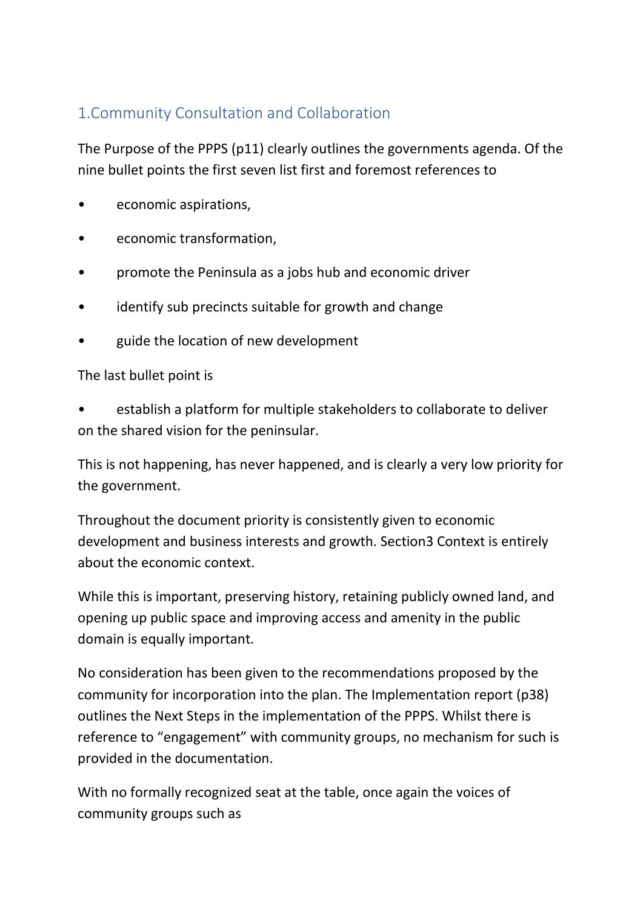## 1.Community Consultation and Collaboration

The Purpose of the PPPS (p11) clearly outlines the governments agenda. Of the nine bullet points the first seven list first and foremost references to

- economic aspirations,
- economic transformation,
- promote the Peninsula as a jobs hub and economic driver
- identify sub precincts suitable for growth and change
- guide the location of new development

The last bullet point is

- establish a platform for multiple stakeholders to collaborate to deliver on the shared vision for the peninsular.

This is not happening, has never happened, and is clearly a very low priority for the government.

Throughout the document priority is consistently given to economic development and business interests and growth. Section3 Context is entirely about the economic context.

While this is important, preserving history, retaining publicly owned land, and opening up public space and improving access and amenity in the public domain is equally important.

No consideration has been given to the recommendations proposed by the community for incorporation into the plan. The Implementation report (p38) outlines the Next Steps in the implementation of the PPPS. Whilst there is reference to "engagement" with community groups, no mechanism for such is provided in the documentation.

With no formally recognized seat at the table, once again the voices of community groups such as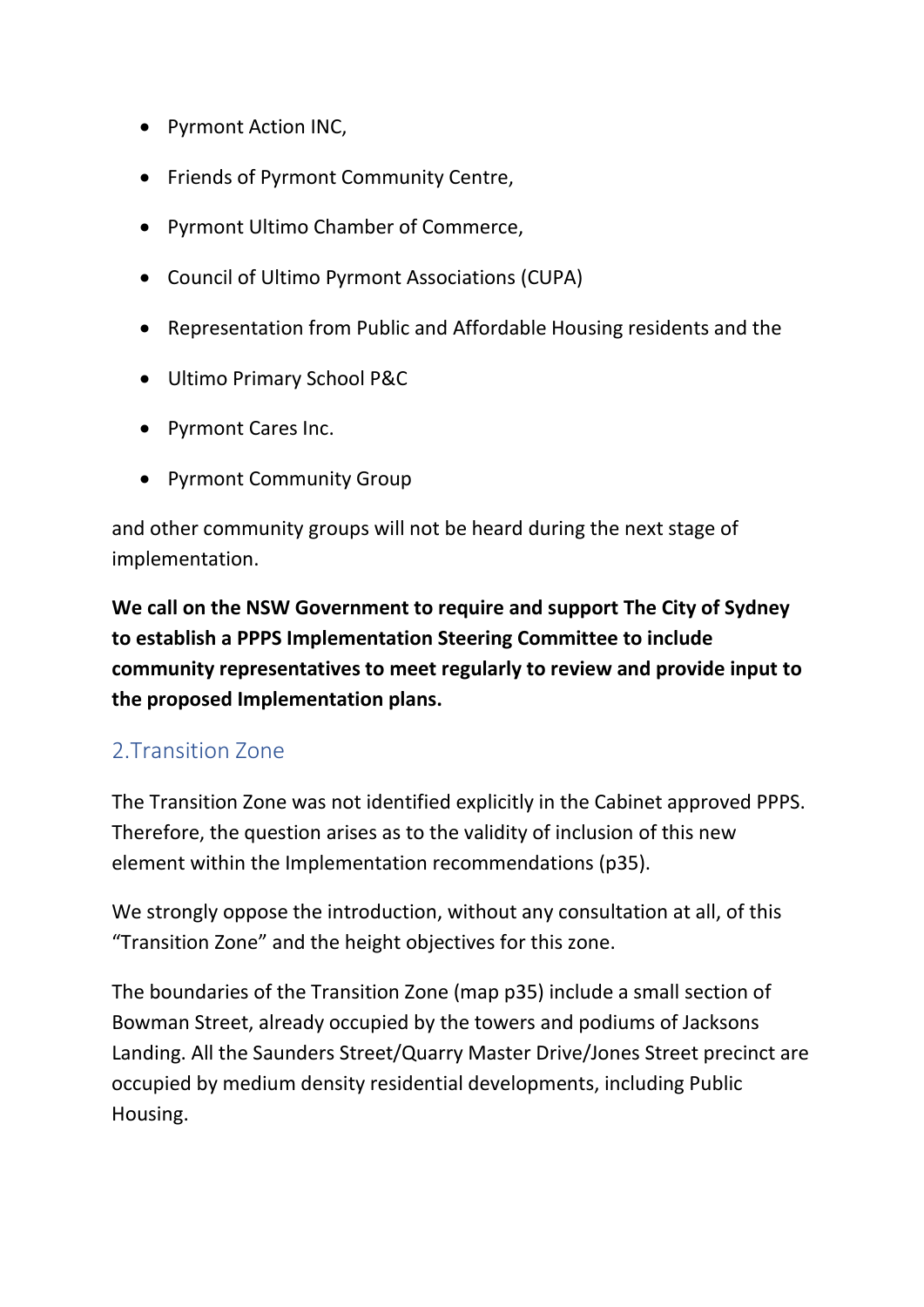- Pyrmont Action INC,
- Friends of Pyrmont Community Centre,
- Pyrmont Ultimo Chamber of Commerce,
- Council of Ultimo Pyrmont Associations (CUPA)
- Representation from Public and Affordable Housing residents and the
- Ultimo Primary School P&C
- Pyrmont Cares Inc.
- Pyrmont Community Group

and other community groups will not be heard during the next stage of implementation.

**We call on the NSW Government to require and support The City of Sydney to establish a PPPS Implementation Steering Committee to include community representatives to meet regularly to review and provide input to the proposed Implementation plans.**

## 2.Transition Zone

The Transition Zone was not identified explicitly in the Cabinet approved PPPS. Therefore, the question arises as to the validity of inclusion of this new element within the Implementation recommendations (p35).

We strongly oppose the introduction, without any consultation at all, of this "Transition Zone" and the height objectives for this zone.

The boundaries of the Transition Zone (map p35) include a small section of Bowman Street, already occupied by the towers and podiums of Jacksons Landing. All the Saunders Street/Quarry Master Drive/Jones Street precinct are occupied by medium density residential developments, including Public Housing.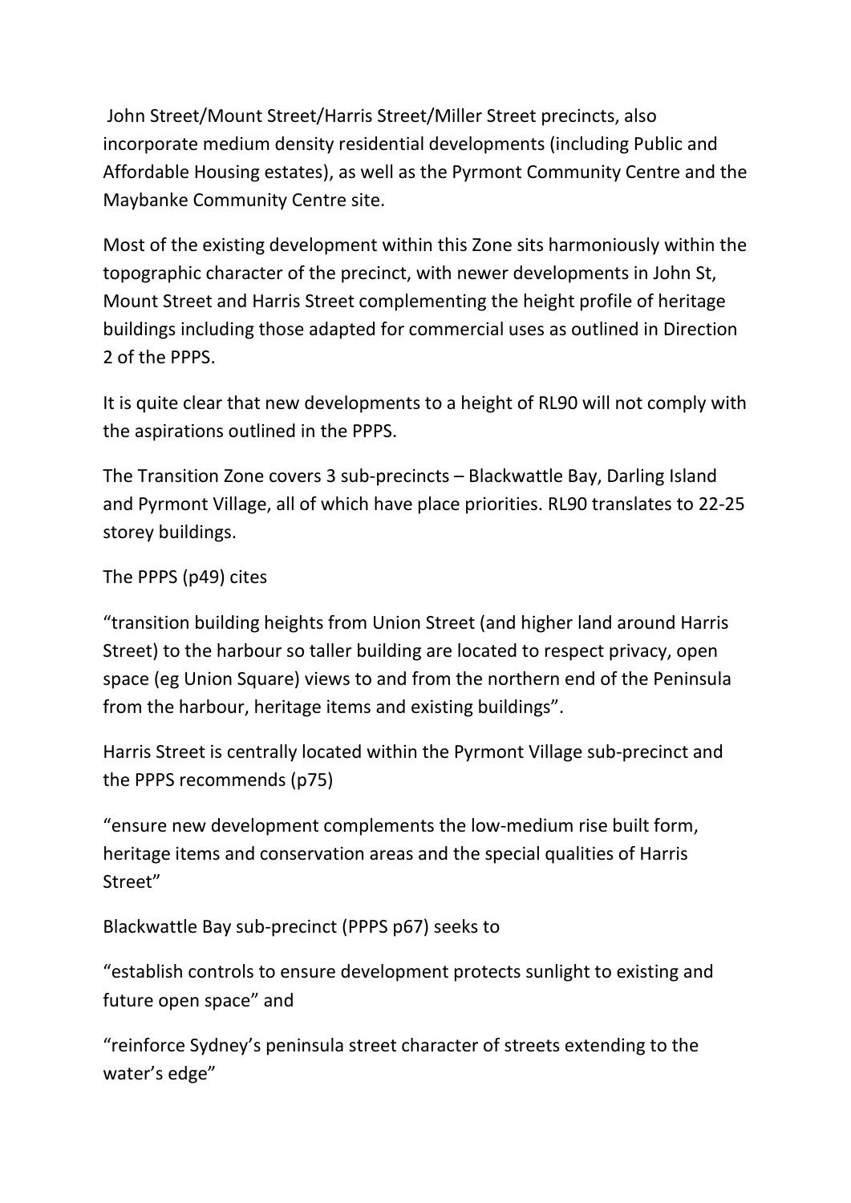John Street/Mount Street/Harris Street/Miller Street precincts, also incorporate medium density residential developments (including Public and Affordable Housing estates), as well as the Pyrmont Community Centre and the Maybanke Community Centre site.

Most of the existing development within this Zone sits harmoniously within the topographic character of the precinct, with newer developments in John St, Mount Street and Harris Street complementing the height profile of heritage buildings including those adapted for commercial uses as outlined in Direction 2 of the PPPS.

It is quite clear that new developments to a height of RL90 will not comply with the aspirations outlined in the PPPS.

The Transition Zone covers 3 sub-precincts – Blackwattle Bay, Darling Island and Pyrmont Village, all of which have place priorities. RL90 translates to 22-25 storey buildings.

The PPPS (p49) cites

"transition building heights from Union Street (and higher land around Harris Street) to the harbour so taller building are located to respect privacy, open space (eg Union Square) views to and from the northern end of the Peninsula from the harbour, heritage items and existing buildings".

Harris Street is centrally located within the Pyrmont Village sub-precinct and the PPPS recommends (p75)

"ensure new development complements the low-medium rise built form, heritage items and conservation areas and the special qualities of Harris Street"

Blackwattle Bay sub-precinct (PPPS p67) seeks to

"establish controls to ensure development protects sunlight to existing and future open space" and

"reinforce Sydney's peninsula street character of streets extending to the water's edge"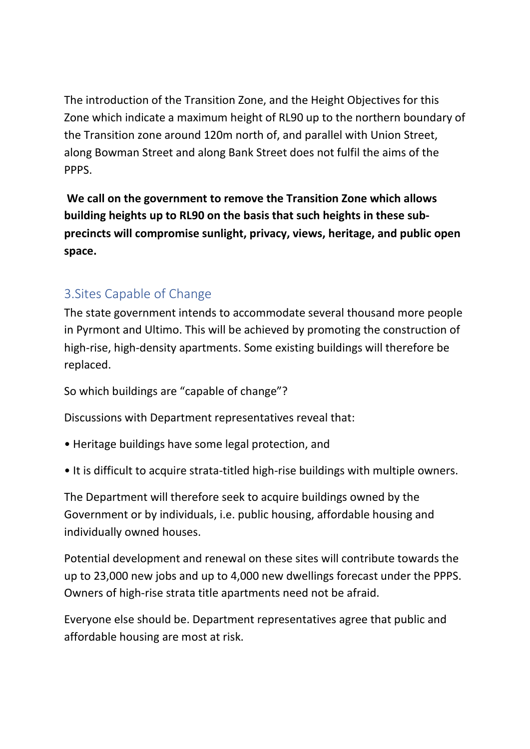The introduction of the Transition Zone, and the Height Objectives for this Zone which indicate a maximum height of RL90 up to the northern boundary of the Transition zone around 120m north of, and parallel with Union Street, along Bowman Street and along Bank Street does not fulfil the aims of the PPPS.

**We call on the government to remove the Transition Zone which allows building heights up to RL90 on the basis that such heights in these sub-precincts will compromise sunlight, privacy, views, heritage, and public open space.**

## 3.Sites Capable of Change

The state government intends to accommodate several thousand more people in Pyrmont and Ultimo. This will be achieved by promoting the construction of high-rise, high-density apartments. Some existing buildings will therefore be replaced.

So which buildings are "capable of change"?

Discussions with Department representatives reveal that:

- Heritage buildings have some legal protection, and
- It is difficult to acquire strata-titled high-rise buildings with multiple owners.

The Department will therefore seek to acquire buildings owned by the Government or by individuals, i.e. public housing, affordable housing and individually owned houses.

Potential development and renewal on these sites will contribute towards the up to 23,000 new jobs and up to 4,000 new dwellings forecast under the PPPS. Owners of high-rise strata title apartments need not be afraid.

Everyone else should be. Department representatives agree that public and affordable housing are most at risk.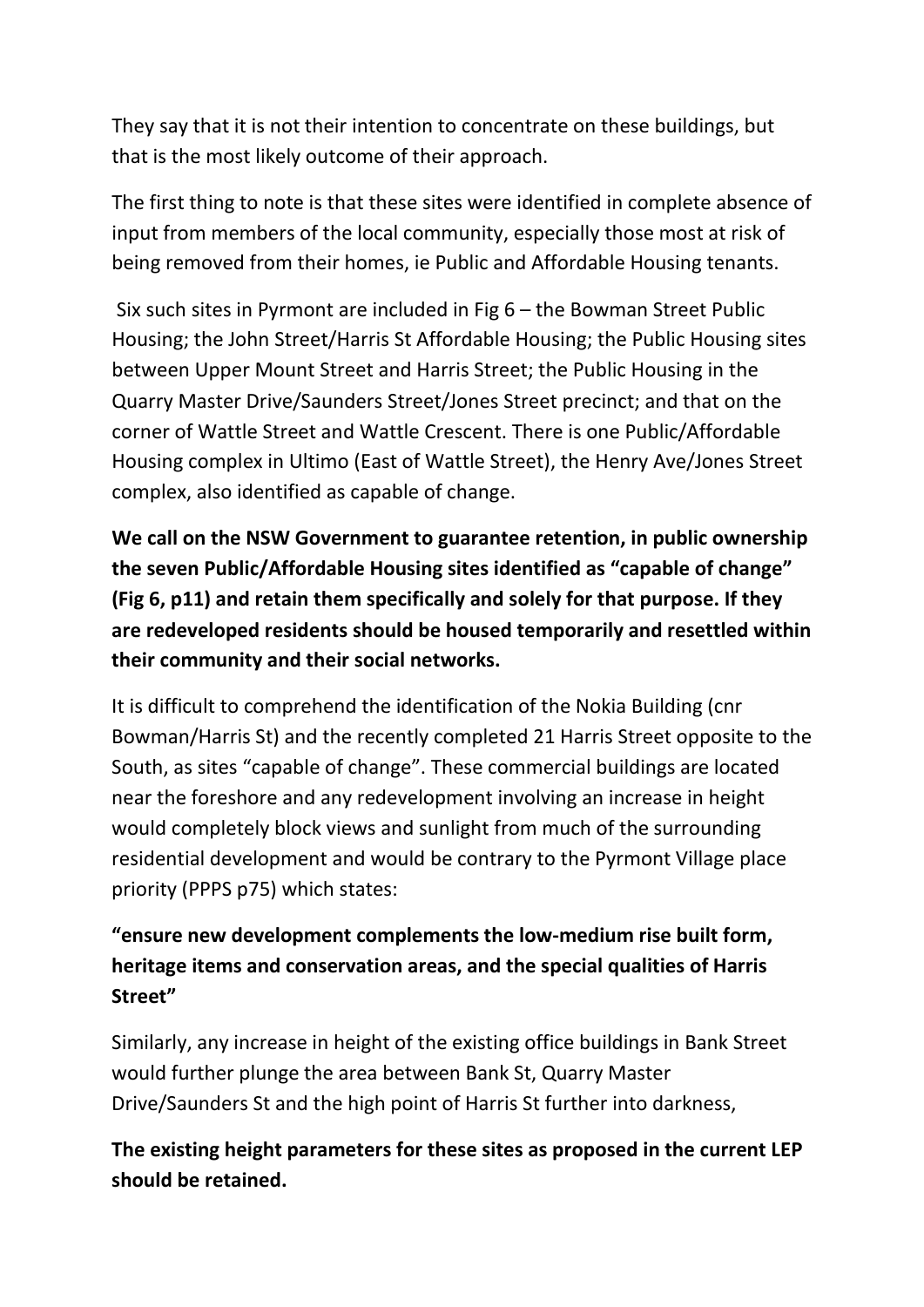They say that it is not their intention to concentrate on these buildings, but that is the most likely outcome of their approach.

The first thing to note is that these sites were identified in complete absence of input from members of the local community, especially those most at risk of being removed from their homes, ie Public and Affordable Housing tenants.

Six such sites in Pyrmont are included in Fig 6 – the Bowman Street Public Housing; the John Street/Harris St Affordable Housing; the Public Housing sites between Upper Mount Street and Harris Street; the Public Housing in the Quarry Master Drive/Saunders Street/Jones Street precinct; and that on the corner of Wattle Street and Wattle Crescent. There is one Public/Affordable Housing complex in Ultimo (East of Wattle Street), the Henry Ave/Jones Street complex, also identified as capable of change.

**We call on the NSW Government to guarantee retention, in public ownership the seven Public/Affordable Housing sites identified as "capable of change" (Fig 6, p11) and retain them specifically and solely for that purpose. If they are redeveloped residents should be housed temporarily and resettled within their community and their social networks.**

It is difficult to comprehend the identification of the Nokia Building (cnr Bowman/Harris St) and the recently completed 21 Harris Street opposite to the South, as sites "capable of change". These commercial buildings are located near the foreshore and any redevelopment involving an increase in height would completely block views and sunlight from much of the surrounding residential development and would be contrary to the Pyrmont Village place priority (PPPS p75) which states:

**"ensure new development complements the low-medium rise built form, heritage items and conservation areas, and the special qualities of Harris Street"**

Similarly, any increase in height of the existing office buildings in Bank Street would further plunge the area between Bank St, Quarry Master Drive/Saunders St and the high point of Harris St further into darkness,

**The existing height parameters for these sites as proposed in the current LEP should be retained.**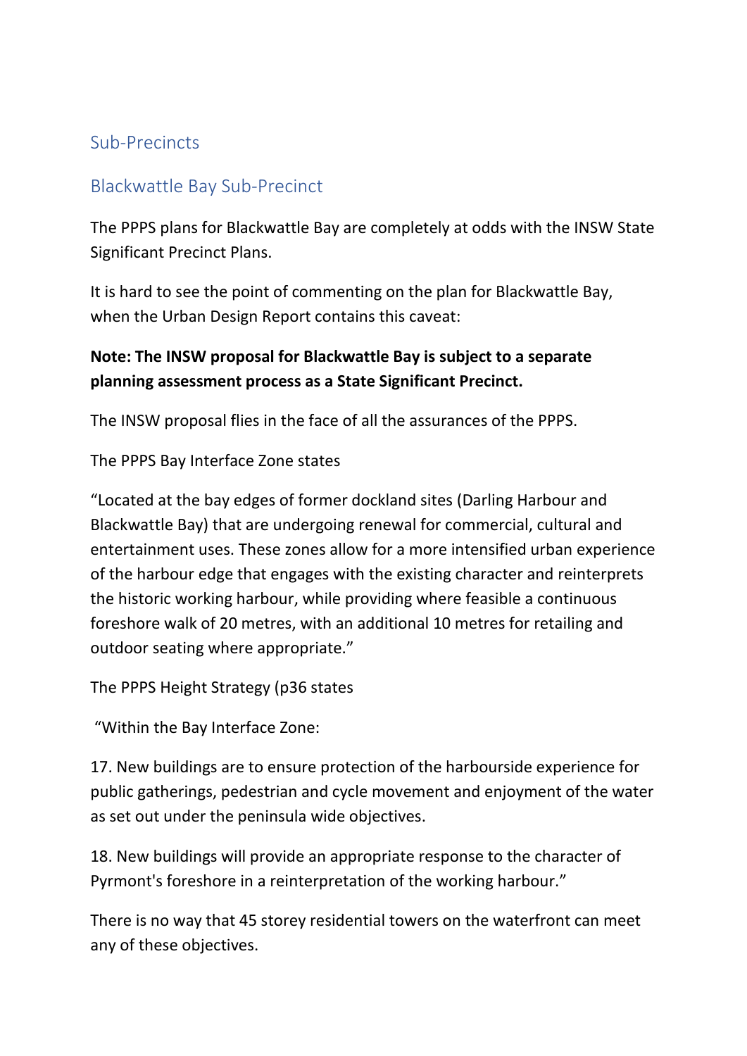## Sub-Precincts

### Blackwattle Bay Sub-Precinct

The PPPS plans for Blackwattle Bay are completely at odds with the INSW State Significant Precinct Plans.

It is hard to see the point of commenting on the plan for Blackwattle Bay, when the Urban Design Report contains this caveat:

**Note: The INSW proposal for Blackwattle Bay is subject to a separate planning assessment process as a State Significant Precinct.**

The INSW proposal flies in the face of all the assurances of the PPPS.

The PPPS Bay Interface Zone states

"Located at the bay edges of former dockland sites (Darling Harbour and Blackwattle Bay) that are undergoing renewal for commercial, cultural and entertainment uses. These zones allow for a more intensified urban experience of the harbour edge that engages with the existing character and reinterprets the historic working harbour, while providing where feasible a continuous foreshore walk of 20 metres, with an additional 10 metres for retailing and outdoor seating where appropriate."

The PPPS Height Strategy (p36 states

"Within the Bay Interface Zone:

17. New buildings are to ensure protection of the harbourside experience for public gatherings, pedestrian and cycle movement and enjoyment of the water as set out under the peninsula wide objectives.

18. New buildings will provide an appropriate response to the character of Pyrmont's foreshore in a reinterpretation of the working harbour."

There is no way that 45 storey residential towers on the waterfront can meet any of these objectives.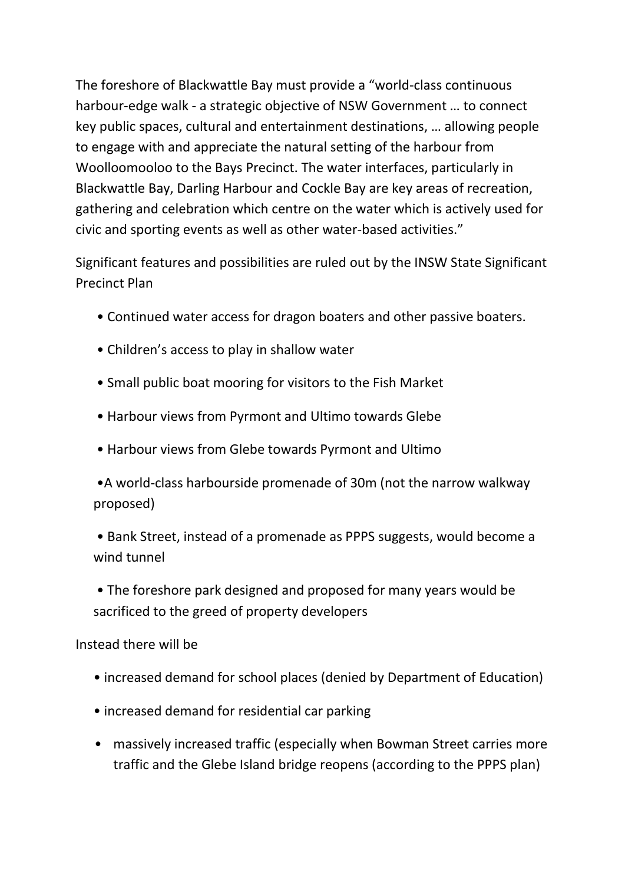The foreshore of Blackwattle Bay must provide a "world-class continuous harbour-edge walk - a strategic objective of NSW Government … to connect key public spaces, cultural and entertainment destinations, … allowing people to engage with and appreciate the natural setting of the harbour from Woolloomooloo to the Bays Precinct. The water interfaces, particularly in Blackwattle Bay, Darling Harbour and Cockle Bay are key areas of recreation, gathering and celebration which centre on the water which is actively used for civic and sporting events as well as other water-based activities."

Significant features and possibilities are ruled out by the INSW State Significant Precinct Plan

- Continued water access for dragon boaters and other passive boaters.
- Children's access to play in shallow water
- Small public boat mooring for visitors to the Fish Market
- Harbour views from Pyrmont and Ultimo towards Glebe
- Harbour views from Glebe towards Pyrmont and Ultimo
- A world-class harbourside promenade of 30m (not the narrow walkway proposed)
- Bank Street, instead of a promenade as PPPS suggests, would become a wind tunnel
- The foreshore park designed and proposed for many years would be sacrificed to the greed of property developers

Instead there will be

- increased demand for school places (denied by Department of Education)
- increased demand for residential car parking
- massively increased traffic (especially when Bowman Street carries more traffic and the Glebe Island bridge reopens (according to the PPPS plan)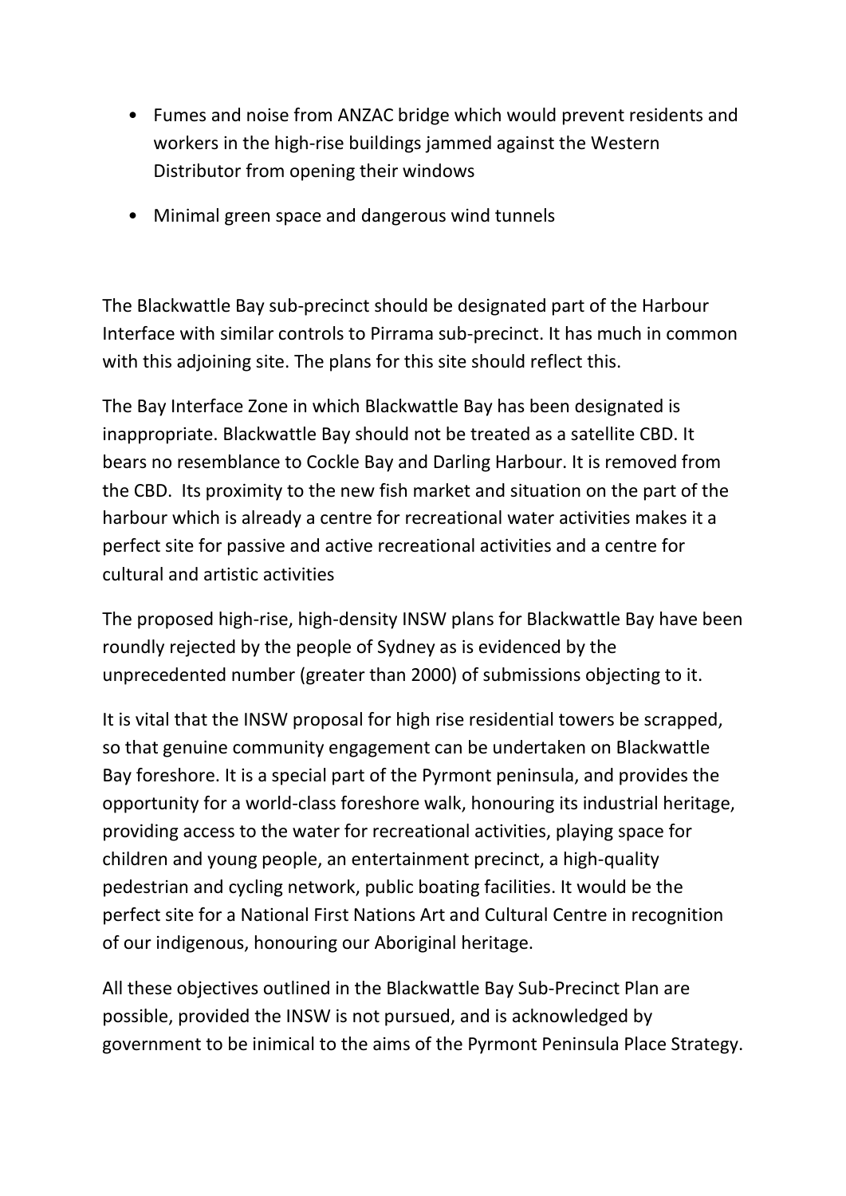- Fumes and noise from ANZAC bridge which would prevent residents and workers in the high-rise buildings jammed against the Western Distributor from opening their windows
- Minimal green space and dangerous wind tunnels

The Blackwattle Bay sub-precinct should be designated part of the Harbour Interface with similar controls to Pirrama sub-precinct. It has much in common with this adjoining site. The plans for this site should reflect this.

The Bay Interface Zone in which Blackwattle Bay has been designated is inappropriate. Blackwattle Bay should not be treated as a satellite CBD. It bears no resemblance to Cockle Bay and Darling Harbour. It is removed from the CBD. Its proximity to the new fish market and situation on the part of the harbour which is already a centre for recreational water activities makes it a perfect site for passive and active recreational activities and a centre for cultural and artistic activities

The proposed high-rise, high-density INSW plans for Blackwattle Bay have been roundly rejected by the people of Sydney as is evidenced by the unprecedented number (greater than 2000) of submissions objecting to it.

It is vital that the INSW proposal for high rise residential towers be scrapped, so that genuine community engagement can be undertaken on Blackwattle Bay foreshore. It is a special part of the Pyrmont peninsula, and provides the opportunity for a world-class foreshore walk, honouring its industrial heritage, providing access to the water for recreational activities, playing space for children and young people, an entertainment precinct, a high-quality pedestrian and cycling network, public boating facilities. It would be the perfect site for a National First Nations Art and Cultural Centre in recognition of our indigenous, honouring our Aboriginal heritage.

All these objectives outlined in the Blackwattle Bay Sub-Precinct Plan are possible, provided the INSW is not pursued, and is acknowledged by government to be inimical to the aims of the Pyrmont Peninsula Place Strategy.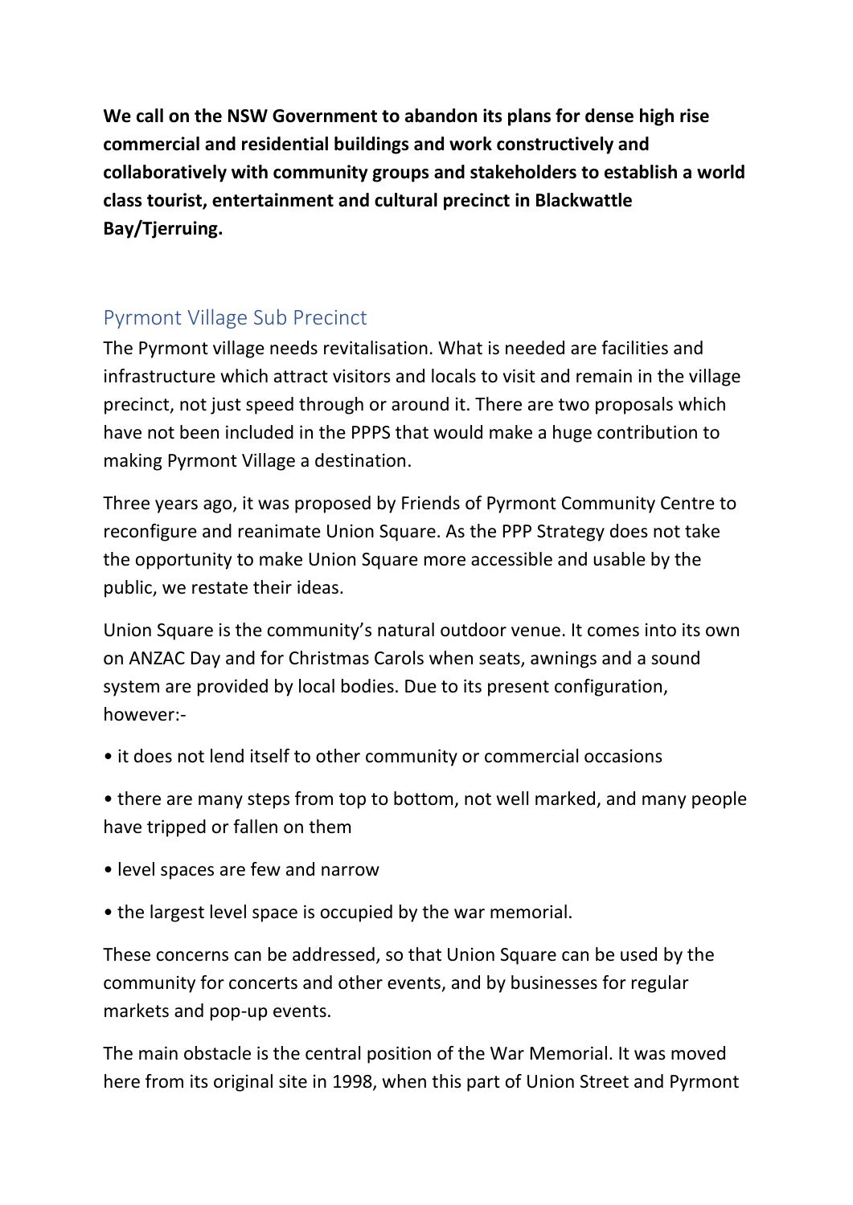**We call on the NSW Government to abandon its plans for dense high rise commercial and residential buildings and work constructively and collaboratively with community groups and stakeholders to establish a world class tourist, entertainment and cultural precinct in Blackwattle Bay/Tjerruing.**

## Pyrmont Village Sub Precinct

The Pyrmont village needs revitalisation. What is needed are facilities and infrastructure which attract visitors and locals to visit and remain in the village precinct, not just speed through or around it. There are two proposals which have not been included in the PPPS that would make a huge contribution to making Pyrmont Village a destination.

Three years ago, it was proposed by Friends of Pyrmont Community Centre to reconfigure and reanimate Union Square. As the PPP Strategy does not take the opportunity to make Union Square more accessible and usable by the public, we restate their ideas.

Union Square is the community's natural outdoor venue. It comes into its own on ANZAC Day and for Christmas Carols when seats, awnings and a sound system are provided by local bodies. Due to its present configuration, however:-

- it does not lend itself to other community or commercial occasions
- there are many steps from top to bottom, not well marked, and many people have tripped or fallen on them
- level spaces are few and narrow
- the largest level space is occupied by the war memorial.

These concerns can be addressed, so that Union Square can be used by the community for concerts and other events, and by businesses for regular markets and pop-up events.

The main obstacle is the central position of the War Memorial. It was moved here from its original site in 1998, when this part of Union Street and Pyrmont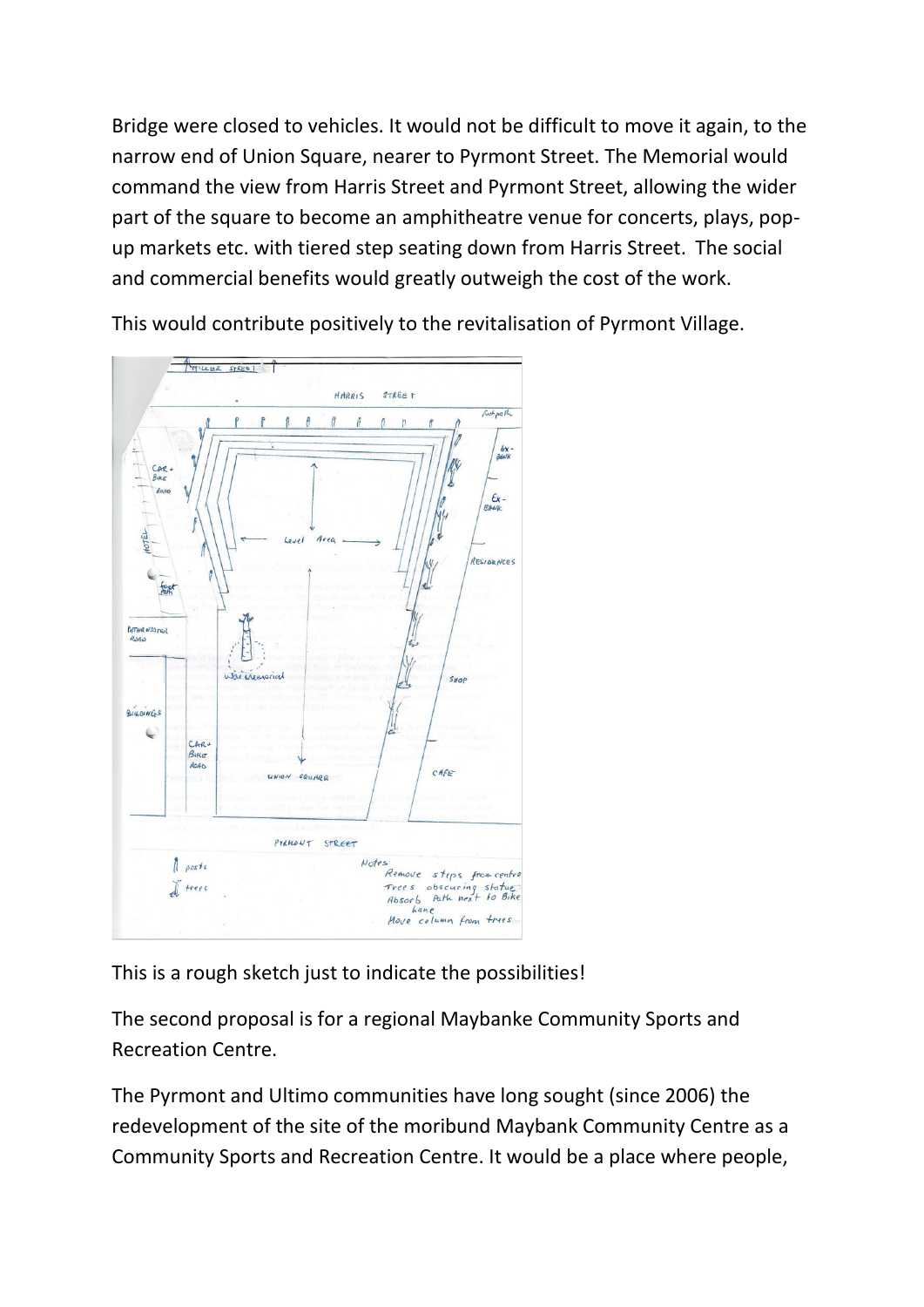Bridge were closed to vehicles. It would not be difficult to move it again, to the narrow end of Union Square, nearer to Pyrmont Street. The Memorial would command the view from Harris Street and Pyrmont Street, allowing the wider part of the square to become an amphitheatre venue for concerts, plays, pop-up markets etc. with tiered step seating down from Harris Street. The social and commercial benefits would greatly outweigh the cost of the work.

This would contribute positively to the revitalisation of Pyrmont Village.

This is a rough sketch just to indicate the possibilities!

The second proposal is for a regional Maybanke Community Sports and Recreation Centre.

The Pyrmont and Ultimo communities have long sought (since 2006) the redevelopment of the site of the moribund Maybank Community Centre as a Community Sports and Recreation Centre. It would be a place where people,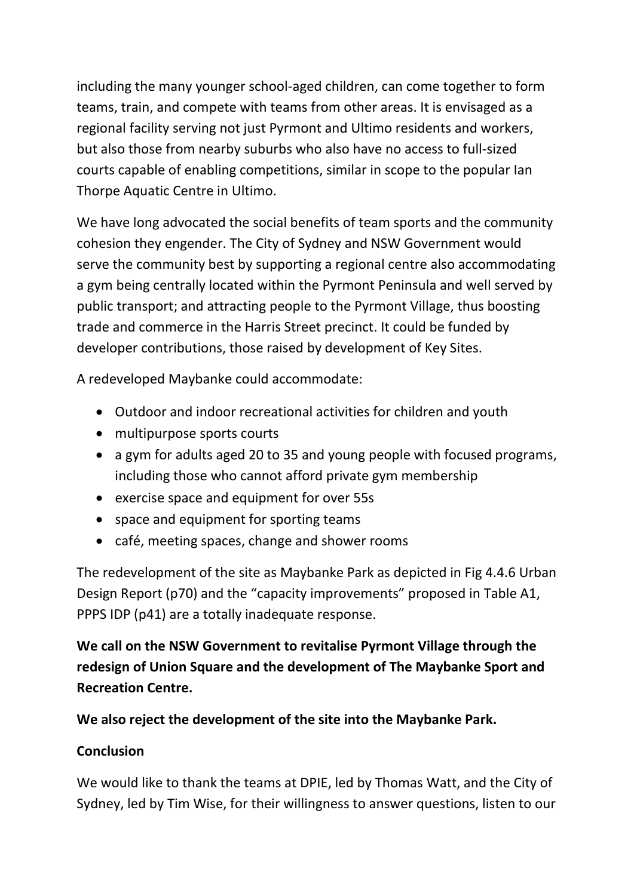including the many younger school-aged children, can come together to form teams, train, and compete with teams from other areas. It is envisaged as a regional facility serving not just Pyrmont and Ultimo residents and workers, but also those from nearby suburbs who also have no access to full-sized courts capable of enabling competitions, similar in scope to the popular Ian Thorpe Aquatic Centre in Ultimo.

We have long advocated the social benefits of team sports and the community cohesion they engender. The City of Sydney and NSW Government would serve the community best by supporting a regional centre also accommodating a gym being centrally located within the Pyrmont Peninsula and well served by public transport; and attracting people to the Pyrmont Village, thus boosting trade and commerce in the Harris Street precinct. It could be funded by developer contributions, those raised by development of Key Sites.

A redeveloped Maybanke could accommodate:

- Outdoor and indoor recreational activities for children and youth
- multipurpose sports courts
- a gym for adults aged 20 to 35 and young people with focused programs, including those who cannot afford private gym membership
- exercise space and equipment for over 55s
- space and equipment for sporting teams
- café, meeting spaces, change and shower rooms

The redevelopment of the site as Maybanke Park as depicted in Fig 4.4.6 Urban Design Report (p70) and the "capacity improvements" proposed in Table A1, PPPS IDP (p41) are a totally inadequate response.

**We call on the NSW Government to revitalise Pyrmont Village through the redesign of Union Square and the development of The Maybanke Sport and Recreation Centre.**

**We also reject the development of the site into the Maybanke Park.**

**Conclusion**

We would like to thank the teams at DPIE, led by Thomas Watt, and the City of Sydney, led by Tim Wise, for their willingness to answer questions, listen to our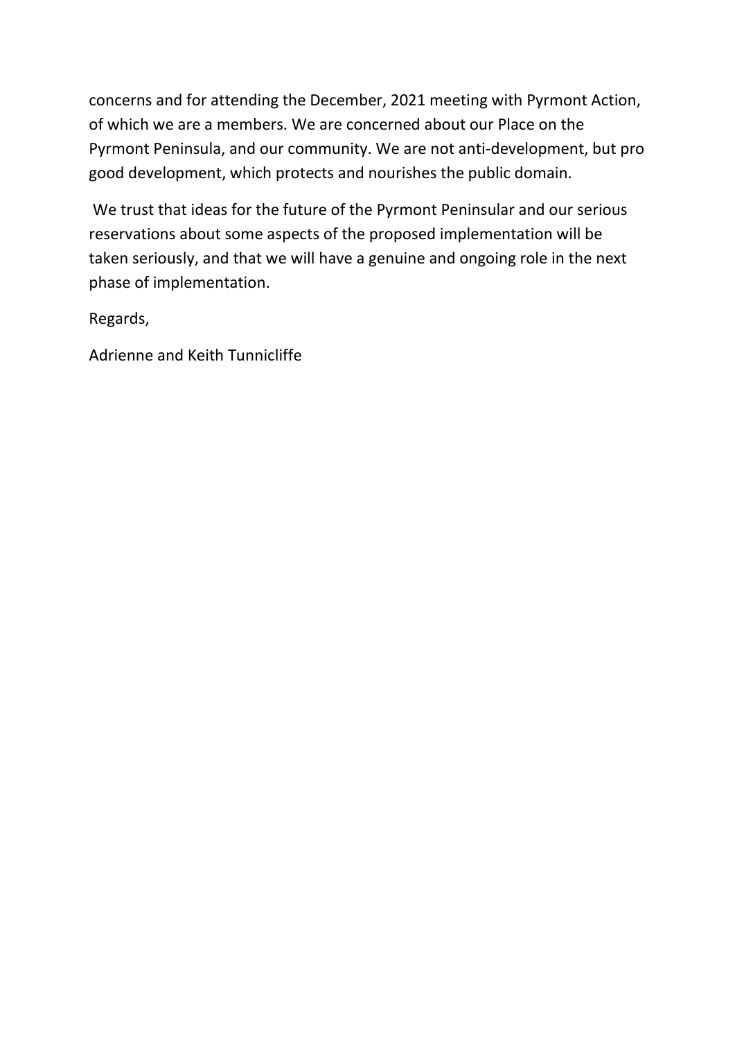concerns and for attending the December, 2021 meeting with Pyrmont Action, of which we are a members. We are concerned about our Place on the Pyrmont Peninsula, and our community. We are not anti-development, but pro good development, which protects and nourishes the public domain.

We trust that ideas for the future of the Pyrmont Peninsular and our serious reservations about some aspects of the proposed implementation will be taken seriously, and that we will have a genuine and ongoing role in the next phase of implementation.

Regards,

Adrienne and Keith Tunnicliffe